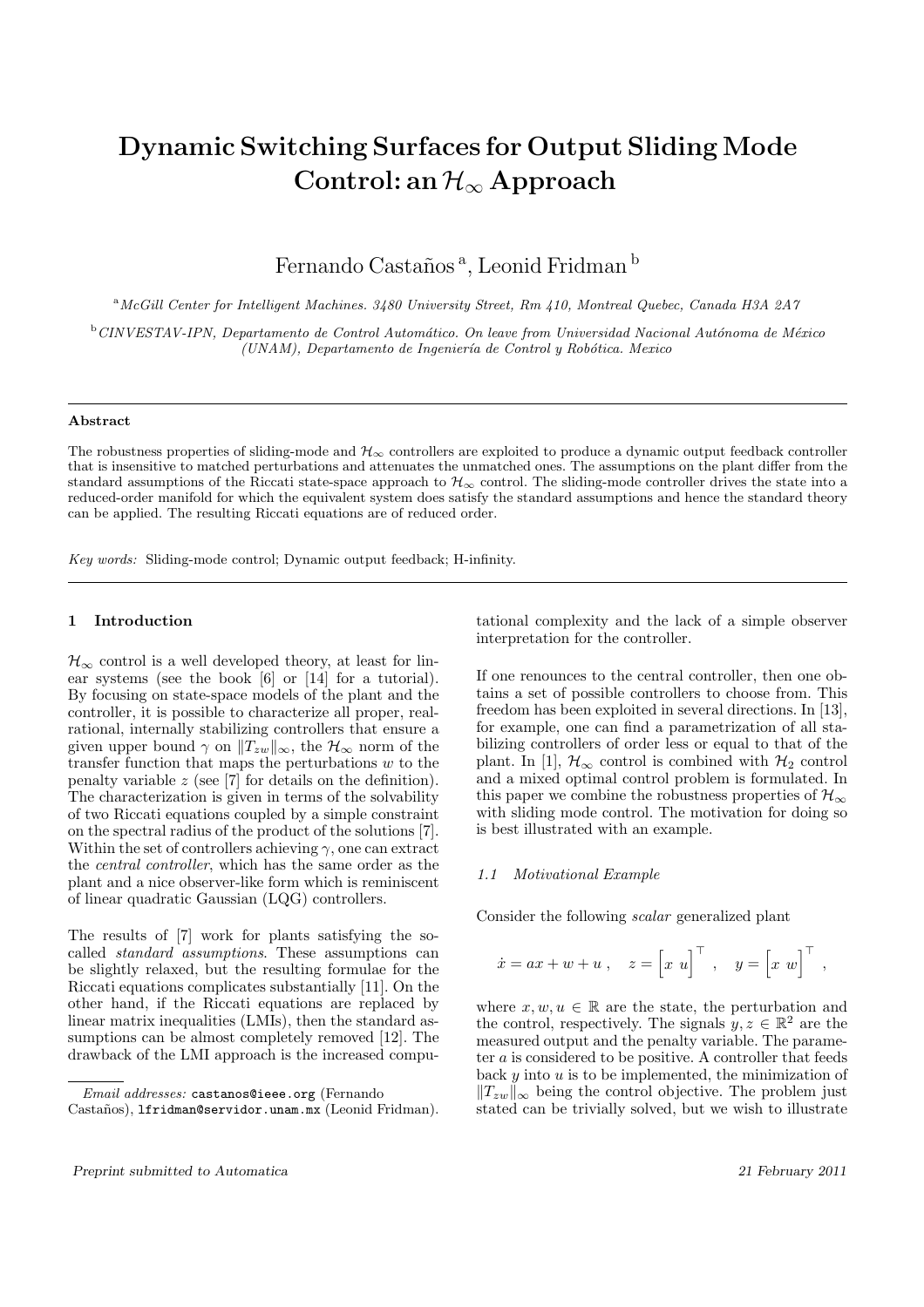# Dynamic Switching Surfaces for Output Sliding Mode Control: an $\mathcal{H}_\infty$ Approach

Fernando Castaños [a], Leonid Fridman [b]

[a] *McGill Center for Intelligent Machines. 3480 University Street, Rm 410, Montreal Quebec, Canada H3A 2A7*

[b] *CINVESTAV-IPN, Departamento de Control Automático. On leave from Universidad Nacional Autónoma de México (UNAM), Departamento de Ingeniería de Control y Robótica. Mexico*

---

**Abstract**

The robustness properties of sliding-mode and $\mathcal{H}_\infty$ controllers are exploited to produce a dynamic output feedback controller that is insensitive to matched perturbations and attenuates the unmatched ones. The assumptions on the plant differ from the standard assumptions of the Riccati state-space approach to $\mathcal{H}_\infty$ control. The sliding-mode controller drives the state into a reduced-order manifold for which the equivalent system does satisfy the standard assumptions and hence the standard theory can be applied. The resulting Riccati equations are of reduced order.

*Key words:* Sliding-mode control; Dynamic output feedback; H-infinity.

---

## 1 Introduction

$\mathcal{H}_\infty$ control is a well developed theory, at least for linear systems (see the book [6] or [14] for a tutorial). By focusing on state-space models of the plant and the controller, it is possible to characterize all proper, real-rational, internally stabilizing controllers that ensure a given upper bound $\gamma$ on $\|T_{zw}\|_\infty$, the $\mathcal{H}_\infty$ norm of the transfer function that maps the perturbations $w$ to the penalty variable $z$ (see [7] for details on the definition). The characterization is given in terms of the solvability of two Riccati equations coupled by a simple constraint on the spectral radius of the product of the solutions [7]. Within the set of controllers achieving $\gamma$, one can extract the *central controller*, which has the same order as the plant and a nice observer-like form which is reminiscent of linear quadratic Gaussian (LQG) controllers.

The results of [7] work for plants satisfying the so-called *standard assumptions*. These assumptions can be slightly relaxed, but the resulting formulae for the Riccati equations complicates substantially [11]. On the other hand, if the Riccati equations are replaced by linear matrix inequalities (LMIs), then the standard assumptions can be almost completely removed [12]. The drawback of the LMI approach is the increased computational complexity and the lack of a simple observer interpretation for the controller.

If one renounces to the central controller, then one obtains a set of possible controllers to choose from. This freedom has been exploited in several directions. In [13], for example, one can find a parametrization of all stabilizing controllers of order less or equal to that of the plant. In [1], $\mathcal{H}_\infty$ control is combined with $\mathcal{H}_2$ control and a mixed optimal control problem is formulated. In this paper we combine the robustness properties of $\mathcal{H}_\infty$ with sliding mode control. The motivation for doing so is best illustrated with an example.

### 1.1 Motivational Example

Consider the following *scalar* generalized plant

$$
\dot{x} = ax + w + u \,, \quad z = \begin{bmatrix} x & u \end{bmatrix}^\top \,, \quad y = \begin{bmatrix} x & w \end{bmatrix}^\top \,,
$$

where $x, w, u \in \mathbb{R}$ are the state, the perturbation and the control, respectively. The signals $y, z \in \mathbb{R}^2$ are the measured output and the penalty variable. The parameter $a$ is considered to be positive. A controller that feeds back $y$ into $u$ is to be implemented, the minimization of $\|T_{zw}\|_\infty$ being the control objective. The problem just stated can be trivially solved, but we wish to illustrate

---

*Email addresses:* `castanos@ieee.org` (Fernando Castaños), `lfridman@servidor.unam.mx` (Leonid Fridman).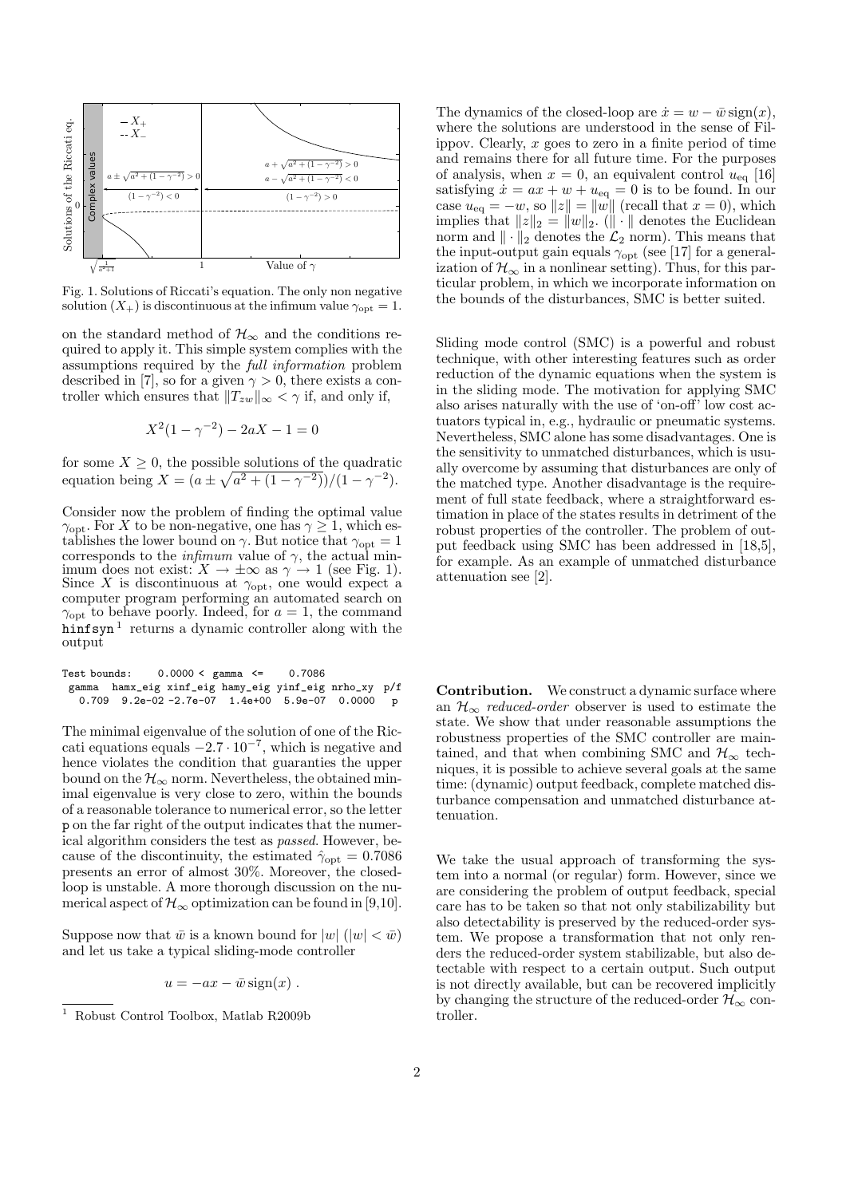Solutions of the Riccati eq.

Complex values

$- X_+$

$-- X_-$

$a \pm \sqrt{a^2 + (1-\gamma^{-2})} > 0$

$(1-\gamma^{-2}) < 0$

$a + \sqrt{a^2 + (1-\gamma^{-2})} > 0$

$a - \sqrt{a^2 + (1-\gamma^{-2})} < 0$

$(1-\gamma^{-2}) > 0$

0

$\sqrt{\frac{1}{a^2+1}}$

1

Value of $\gamma$

Fig. 1. Solutions of Riccati's equation. The only non negative solution ($X_+$) is discontinuous at the infimum value $\gamma_{\rm opt} = 1$.

on the standard method of $\mathcal{H}_\infty$ and the conditions required to apply it. This simple system complies with the assumptions required by the *full information* problem described in [7], so for a given $\gamma > 0$, there exists a controller which ensures that $\|T_{zw}\|_\infty < \gamma$ if, and only if,

$$X^2(1 - \gamma^{-2}) - 2aX - 1 = 0$$

for some $X \geq 0$, the possible solutions of the quadratic equation being $X = (a \pm \sqrt{a^2 + (1 - \gamma^{-2})})/(1 - \gamma^{-2})$.

Consider now the problem of finding the optimal value $\gamma_{\rm opt}$. For $X$ to be non-negative, one has $\gamma \geq 1$, which establishes the lower bound on $\gamma$. But notice that $\gamma_{\rm opt} = 1$ corresponds to the *infimum* value of $\gamma$, the actual minimum does not exist: $X \to \pm\infty$ as $\gamma \to 1$ (see Fig. 1). Since $X$ is discontinuous at $\gamma_{\rm opt}$, one would expect a computer program performing an automated search on $\gamma_{\rm opt}$ to behave poorly. Indeed, for $a = 1$, the command hinfsyn[1] returns a dynamic controller along with the output

```
Test bounds:     0.0000 < gamma <=     0.7086
 gamma  hamx_eig xinf_eig hamy_eig yinf_eig nrho_xy  p/f
  0.709  9.2e-02 -2.7e-07  1.4e+00  5.9e-07  0.0000   p
```

The minimal eigenvalue of the solution of one of the Riccati equations equals $-2.7 \cdot 10^{-7}$, which is negative and hence violates the condition that guaranties the upper bound on the $\mathcal{H}_\infty$ norm. Nevertheless, the obtained minimal eigenvalue is very close to zero, within the bounds of a reasonable tolerance to numerical error, so the letter p on the far right of the output indicates that the numerical algorithm considers the test as *passed*. However, because of the discontinuity, the estimated $\hat{\gamma}_{\rm opt} = 0.7086$ presents an error of almost 30%. Moreover, the closed-loop is unstable. A more thorough discussion on the numerical aspect of $\mathcal{H}_\infty$ optimization can be found in [9,10].

Suppose now that $\bar{w}$ is a known bound for $|w|$ ($|w| < \bar{w}$) and let us take a typical sliding-mode controller

$$u = -ax - \bar{w}\,\mathrm{sign}(x)\ .$$

[1] Robust Control Toolbox, Matlab R2009b

The dynamics of the closed-loop are $\dot{x} = w - \bar{w}\,\mathrm{sign}(x)$, where the solutions are understood in the sense of Filippov. Clearly, $x$ goes to zero in a finite period of time and remains there for all future time. For the purposes of analysis, when $x = 0$, an equivalent control $u_{\rm eq}$ [16] satisfying $\dot{x} = ax + w + u_{\rm eq} = 0$ is to be found. In our case $u_{\rm eq} = -w$, so $\|z\| = \|w\|$ (recall that $x = 0$), which implies that $\|z\|_2 = \|w\|_2$. ($\|\cdot\|$ denotes the Euclidean norm and $\|\cdot\|_2$ denotes the $\mathcal{L}_2$ norm). This means that the input-output gain equals $\gamma_{\rm opt}$ (see [17] for a generalization of $\mathcal{H}_\infty$ in a nonlinear setting). Thus, for this particular problem, in which we incorporate information on the bounds of the disturbances, SMC is better suited.

Sliding mode control (SMC) is a powerful and robust technique, with other interesting features such as order reduction of the dynamic equations when the system is in the sliding mode. The motivation for applying SMC also arises naturally with the use of 'on-off' low cost actuators typical in, e.g., hydraulic or pneumatic systems. Nevertheless, SMC alone has some disadvantages. One is the sensitivity to unmatched disturbances, which is usually overcome by assuming that disturbances are only of the matched type. Another disadvantage is the requirement of full state feedback, where a straightforward estimation in place of the states results in detriment of the robust properties of the controller. The problem of output feedback using SMC has been addressed in [18,5], for example. As an example of unmatched disturbance attenuation see [2].

**Contribution.** We construct a dynamic surface where an $\mathcal{H}_\infty$ *reduced-order* observer is used to estimate the state. We show that under reasonable assumptions the robustness properties of the SMC controller are maintained, and that when combining SMC and $\mathcal{H}_\infty$ techniques, it is possible to achieve several goals at the same time: (dynamic) output feedback, complete matched disturbance compensation and unmatched disturbance attenuation.

We take the usual approach of transforming the system into a normal (or regular) form. However, since we are considering the problem of output feedback, special care has to be taken so that not only stabilizability but also detectability is preserved by the reduced-order system. We propose a transformation that not only renders the reduced-order system stabilizable, but also detectable with respect to a certain output. Such output is not directly available, but can be recovered implicitly by changing the structure of the reduced-order $\mathcal{H}_\infty$ controller.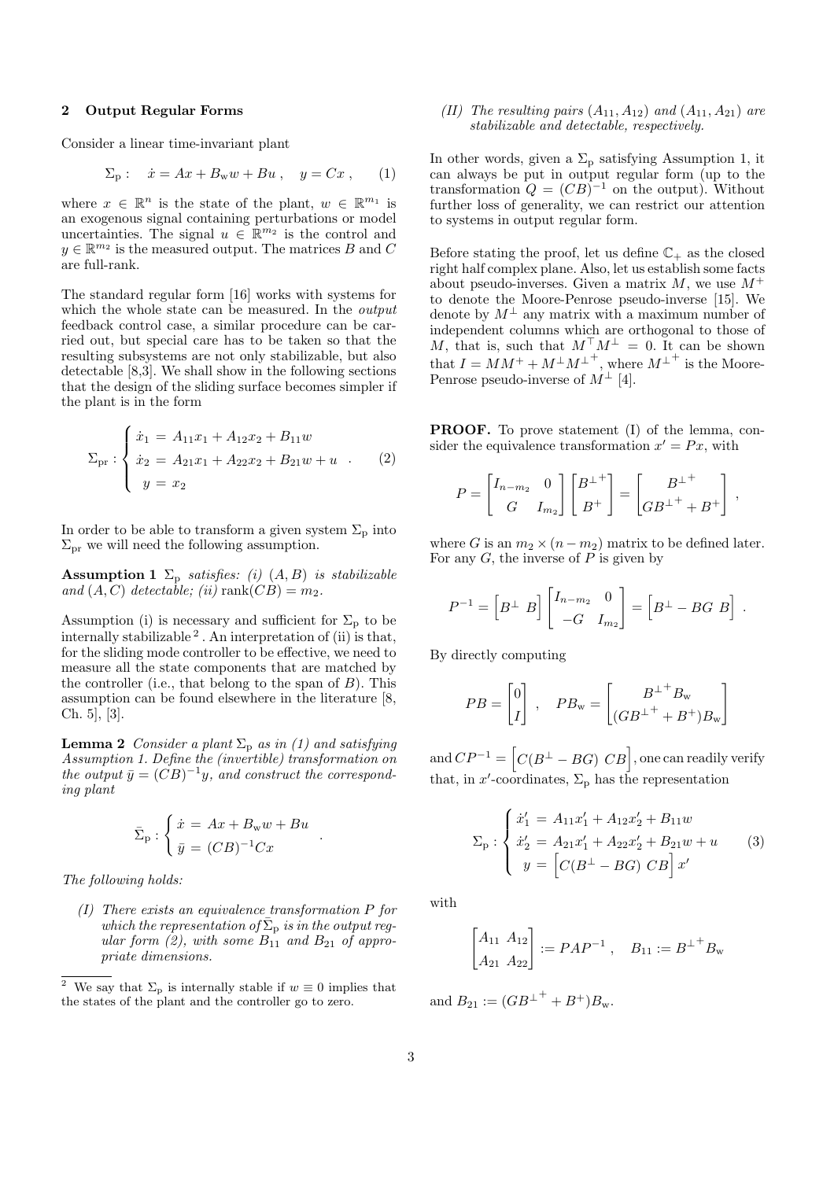## 2 Output Regular Forms

Consider a linear time-invariant plant

$$\Sigma_{\mathrm{p}}: \quad \dot{x} = Ax + B_{\mathrm{w}}w + Bu \ , \quad y = Cx \ , \qquad (1)$$

where $x \in \mathbb{R}^n$ is the state of the plant, $w \in \mathbb{R}^{m_1}$ is an exogenous signal containing perturbations or model uncertainties. The signal $u \in \mathbb{R}^{m_2}$ is the control and $y \in \mathbb{R}^{m_2}$ is the measured output. The matrices $B$ and $C$ are full-rank.

The standard regular form [16] works with systems for which the whole state can be measured. In the *output* feedback control case, a similar procedure can be carried out, but special care has to be taken so that the resulting subsystems are not only stabilizable, but also detectable [8,3]. We shall show in the following sections that the design of the sliding surface becomes simpler if the plant is in the form

$$\Sigma_{\mathrm{pr}}: \begin{cases} \dot{x}_1 = A_{11}x_1 + A_{12}x_2 + B_{11}w \\ \dot{x}_2 = A_{21}x_1 + A_{22}x_2 + B_{21}w + u \\ \ \ y = x_2 \end{cases} . \qquad (2)$$

In order to be able to transform a given system $\Sigma_{\mathrm{p}}$ into $\Sigma_{\mathrm{pr}}$ we will need the following assumption.

**Assumption 1** *$\Sigma_{\mathrm{p}}$ satisfies: (i) $(A, B)$ is stabilizable and $(A, C)$ detectable; (ii) $\mathrm{rank}(CB) = m_2$.*

Assumption (i) is necessary and sufficient for $\Sigma_{\mathrm{p}}$ to be internally stabilizable [2]. An interpretation of (ii) is that, for the sliding mode controller to be effective, we need to measure all the state components that are matched by the controller (i.e., that belong to the span of $B$). This assumption can be found elsewhere in the literature [8, Ch. 5], [3].

**Lemma 2** *Consider a plant $\Sigma_{\mathrm{p}}$ as in (1) and satisfying Assumption 1. Define the (invertible) transformation on the output $\bar{y} = (CB)^{-1}y$, and construct the corresponding plant*

$$\bar{\Sigma}_{\mathrm{p}}: \begin{cases} \dot{x} = Ax + B_{\mathrm{w}}w + Bu \\ \bar{y} = (CB)^{-1}Cx \end{cases} .$$

*The following holds:*

*(I) There exists an equivalence transformation $P$ for which the representation of $\bar{\Sigma}_{\mathrm{p}}$ is in the output regular form (2), with some $B_{11}$ and $B_{21}$ of appropriate dimensions.*

*(II) The resulting pairs $(A_{11}, A_{12})$ and $(A_{11}, A_{21})$ are stabilizable and detectable, respectively.*

In other words, given a $\Sigma_{\mathrm{p}}$ satisfying Assumption 1, it can always be put in output regular form (up to the transformation $Q = (CB)^{-1}$ on the output). Without further loss of generality, we can restrict our attention to systems in output regular form.

Before stating the proof, let us define $\mathbb{C}_+$ as the closed right half complex plane. Also, let us establish some facts about pseudo-inverses. Given a matrix $M$, we use $M^+$ to denote the Moore-Penrose pseudo-inverse [15]. We denote by $M^\perp$ any matrix with a maximum number of independent columns which are orthogonal to those of $M$, that is, such that $M^\top M^\perp = 0$. It can be shown that $I = MM^+ + M^\perp {M^\perp}^+$, where ${M^\perp}^+$ is the Moore-Penrose pseudo-inverse of $M^\perp$ [4].

**PROOF.** To prove statement (I) of the lemma, consider the equivalence transformation $x' = Px$, with

$$P = \begin{bmatrix} I_{n-m_2} & 0 \\ G & I_{m_2} \end{bmatrix} \begin{bmatrix} {B^\perp}^+ \\ B^+ \end{bmatrix} = \begin{bmatrix} {B^\perp}^+ \\ G{B^\perp}^+ + B^+ \end{bmatrix} ,$$

where $G$ is an $m_2 \times (n - m_2)$ matrix to be defined later. For any $G$, the inverse of $P$ is given by

$$P^{-1} = \begin{bmatrix} B^\perp & B \end{bmatrix} \begin{bmatrix} I_{n-m_2} & 0 \\ -G & I_{m_2} \end{bmatrix} = \begin{bmatrix} B^\perp - BG & B \end{bmatrix} .$$

By directly computing

$$PB = \begin{bmatrix} 0 \\ I \end{bmatrix} , \quad PB_{\mathrm{w}} = \begin{bmatrix} {B^\perp}^+ B_{\mathrm{w}} \\ (G{B^\perp}^+ + B^+)B_{\mathrm{w}} \end{bmatrix}$$

and $CP^{-1} = \begin{bmatrix} C(B^\perp - BG) & CB \end{bmatrix}$, one can readily verify that, in $x'$-coordinates, $\Sigma_{\mathrm{p}}$ has the representation

$$\Sigma_{\mathrm{p}}: \begin{cases} \dot{x}'_1 = A_{11}x'_1 + A_{12}x'_2 + B_{11}w \\ \dot{x}'_2 = A_{21}x'_1 + A_{22}x'_2 + B_{21}w + u \\ \ \ y = \begin{bmatrix} C(B^\perp - BG) & CB \end{bmatrix} x' \end{cases} \qquad (3)$$

with

$$\begin{bmatrix} A_{11} & A_{12} \\ A_{21} & A_{22} \end{bmatrix} := PAP^{-1} \ , \quad B_{11} := {B^\perp}^+ B_{\mathrm{w}}$$

and $B_{21} := (G{B^\perp}^+ + B^+)B_{\mathrm{w}}$.

[2] We say that $\Sigma_{\mathrm{p}}$ is internally stable if $w \equiv 0$ implies that the states of the plant and the controller go to zero.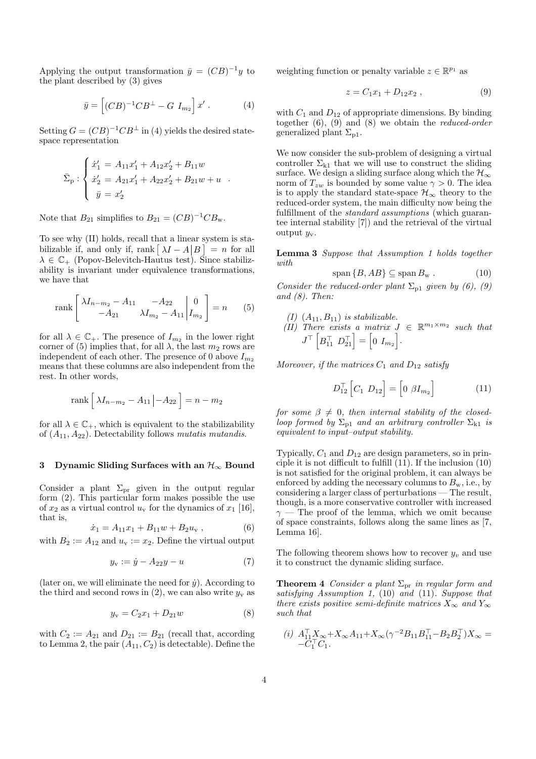Applying the output transformation $\bar{y} = (CB)^{-1}y$ to the plant described by (3) gives

$$\bar{y} = \left[(CB)^{-1}CB^{\perp} - G \;\; I_{m_2}\right] x' \; . \tag{4}$$

Setting $G = (CB)^{-1}CB^{\perp}$ in (4) yields the desired state-space representation

$$\bar{\Sigma}_{\rm p} : \begin{cases} \dot{x}_1' = A_{11}x_1' + A_{12}x_2' + B_{11}w \\ \dot{x}_2' = A_{21}x_1' + A_{22}x_2' + B_{21}w + u \\ \bar{y} = x_2' \end{cases} .$$

Note that $B_{21}$ simplifies to $B_{21} = (CB)^{-1}CB_{\rm w}$.

To see why (II) holds, recall that a linear system is stabilizable if, and only if, $\operatorname{rank}\left[\, \lambda I - A \middle| B \,\right] = n$ for all $\lambda \in \mathbb{C}_+$ (Popov-Belevitch-Hautus test). Since stabilizability is invariant under equivalence transformations, we have that

$$\operatorname{rank}\left[\begin{array}{cc|c} \lambda I_{n-m_2} - A_{11} & -A_{22} & 0 \\ -A_{21} & \lambda I_{m_2} - A_{11} & I_{m_2} \end{array}\right] = n \tag{5}$$

for all $\lambda \in \mathbb{C}_+$. The presence of $I_{m_2}$ in the lower right corner of (5) implies that, for all $\lambda$, the last $m_2$ rows are independent of each other. The presence of 0 above $I_{m_2}$ means that these columns are also independent from the rest. In other words,

$$\operatorname{rank}\left[\, \lambda I_{n-m_2} - A_{11} \middle| -A_{22} \,\right] = n - m_2$$

for all $\lambda \in \mathbb{C}_+$, which is equivalent to the stabilizability of $(A_{11}, A_{22})$. Detectability follows *mutatis mutandis*.

## 3 Dynamic Sliding Surfaces with an $\mathcal{H}_\infty$ Bound

Consider a plant $\Sigma_{\rm pr}$ given in the output regular form (2). This particular form makes possible the use of $x_2$ as a virtual control $u_{\rm v}$ for the dynamics of $x_1$ [16], that is,

$$\dot{x}_1 = A_{11}x_1 + B_{11}w + B_2u_{\rm v} \; , \tag{6}$$

with $B_2 := A_{12}$ and $u_{\rm v} := x_2$. Define the virtual output

$$y_{\rm v} := \dot{y} - A_{22}y - u \tag{7}$$

(later on, we will eliminate the need for $\dot{y}$). According to the third and second rows in (2), we can also write $y_{\rm v}$ as

$$y_{\rm v} = C_2x_1 + D_{21}w \tag{8}$$

with $C_2 := A_{21}$ and $D_{21} := B_{21}$ (recall that, according to Lemma 2, the pair $(A_{11}, C_2)$ is detectable). Define the weighting function or penalty variable $z \in \mathbb{R}^{p_1}$ as

$$z = C_1x_1 + D_{12}x_2 \; , \tag{9}$$

with $C_1$ and $D_{12}$ of appropriate dimensions. By binding together (6), (9) and (8) we obtain the *reduced-order* generalized plant $\Sigma_{\rm p1}$.

We now consider the sub-problem of designing a virtual controller $\Sigma_{\rm k1}$ that we will use to construct the sliding surface. We design a sliding surface along which the $\mathcal{H}_\infty$ norm of $T_{zw}$ is bounded by some value $\gamma > 0$. The idea is to apply the standard state-space $\mathcal{H}_\infty$ theory to the reduced-order system, the main difficulty now being the fulfillment of the *standard assumptions* (which guarantee internal stability [7]) and the retrieval of the virtual output $y_{\rm v}$.

**Lemma 3** *Suppose that Assumption 1 holds together with*

$$\operatorname{span}\{B, AB\} \subseteq \operatorname{span} B_{\rm w} \; . \tag{10}$$

*Consider the reduced-order plant $\Sigma_{\rm p1}$ given by (6), (9) and (8). Then:*

*(I) $(A_{11}, B_{11})$ is stabilizable.*
*(II) There exists a matrix $J \in \mathbb{R}^{m_1 \times m_2}$ such that $J^\top \left[B_{11}^\top \; D_{21}^\top\right] = \left[0 \; I_{m_2}\right]$.*

*Moreover, if the matrices $C_1$ and $D_{12}$ satisfy*

$$D_{12}^\top \left[C_1 \;\; D_{12}\right] = \left[0 \;\; \beta I_{m_2}\right] \tag{11}$$

*for some $\beta \neq 0$, then internal stability of the closed-loop formed by $\Sigma_{\rm p1}$ and an arbitrary controller $\Sigma_{\rm k1}$ is equivalent to input–output stability.*

Typically, $C_1$ and $D_{12}$ are design parameters, so in principle it is not difficult to fulfill (11). If the inclusion (10) is not satisfied for the original problem, it can always be enforced by adding the necessary columns to $B_{\rm w}$, i.e., by considering a larger class of perturbations — The result, though, is a more conservative controller with increased $\gamma$ — The proof of the lemma, which we omit because of space constraints, follows along the same lines as [7, Lemma 16].

The following theorem shows how to recover $y_v$ and use it to construct the dynamic sliding surface.

**Theorem 4** *Consider a plant $\Sigma_{\rm pr}$ in regular form and satisfying Assumption 1, (10) and (11). Suppose that there exists positive semi-definite matrices $X_\infty$ and $Y_\infty$ such that*

*(i) $A_{11}^\top X_\infty + X_\infty A_{11} + X_\infty(\gamma^{-2}B_{11}B_{11}^\top - B_2B_2^\top)X_\infty = -C_1^\top C_1$.*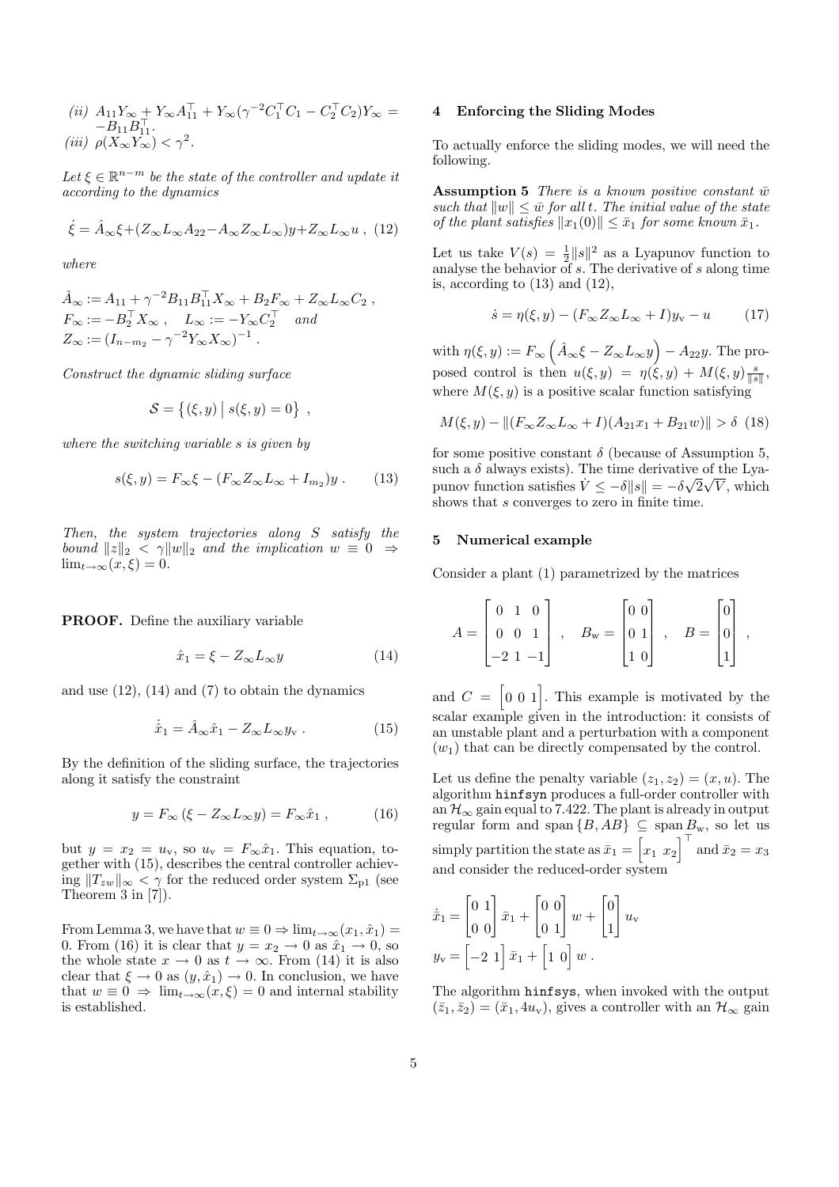*(ii)* $A_{11}Y_\infty + Y_\infty A_{11}^\top + Y_\infty(\gamma^{-2}C_1^\top C_1 - C_2^\top C_2)Y_\infty = -B_{11}B_{11}^\top$.
*(iii)* $\rho(X_\infty Y_\infty) < \gamma^2$.

*Let $\xi \in \mathbb{R}^{n-m}$ be the state of the controller and update it according to the dynamics*

$$\dot{\xi} = \hat{A}_\infty \xi + (Z_\infty L_\infty A_{22} - A_\infty Z_\infty L_\infty) y + Z_\infty L_\infty u \ , \quad (12)$$

*where*

$$\hat{A}_\infty := A_{11} + \gamma^{-2} B_{11} B_{11}^\top X_\infty + B_2 F_\infty + Z_\infty L_\infty C_2 \ ,$$
$$F_\infty := -B_2^\top X_\infty \ , \quad L_\infty := -Y_\infty C_2^\top \quad \text{and}$$
$$Z_\infty := (I_{n-m_2} - \gamma^{-2} Y_\infty X_\infty)^{-1} \ .$$

*Construct the dynamic sliding surface*

$$\mathcal{S} = \left\{ (\xi, y) \mid s(\xi, y) = 0 \right\} \ ,$$

*where the switching variable $s$ is given by*

$$s(\xi, y) = F_\infty \xi - (F_\infty Z_\infty L_\infty + I_{m_2}) y \ . \quad (13)$$

*Then, the system trajectories along $S$ satisfy the bound $\|z\|_2 < \gamma \|w\|_2$ and the implication $w \equiv 0 \Rightarrow \lim_{t\to\infty}(x, \xi) = 0$.*

**PROOF.** Define the auxiliary variable

$$\hat{x}_1 = \xi - Z_\infty L_\infty y \quad (14)$$

and use (12), (14) and (7) to obtain the dynamics

$$\dot{\hat{x}}_1 = \hat{A}_\infty \hat{x}_1 - Z_\infty L_\infty y_\text{v} \ . \quad (15)$$

By the definition of the sliding surface, the trajectories along it satisfy the constraint

$$y = F_\infty (\xi - Z_\infty L_\infty y) = F_\infty \hat{x}_1 \ , \quad (16)$$

but $y = x_2 = u_\text{v}$, so $u_\text{v} = F_\infty \hat{x}_1$. This equation, together with (15), describes the central controller achieving $\|T_{zw}\|_\infty < \gamma$ for the reduced order system $\Sigma_{\text{p}1}$ (see Theorem 3 in [7]).

From Lemma 3, we have that $w \equiv 0 \Rightarrow \lim_{t\to\infty}(x_1, \hat{x}_1) = 0$. From (16) it is clear that $y = x_2 \to 0$ as $\hat{x}_1 \to 0$, so the whole state $x \to 0$ as $t \to \infty$. From (14) it is also clear that $\xi \to 0$ as $(y, \hat{x}_1) \to 0$. In conclusion, we have that $w \equiv 0 \Rightarrow \lim_{t\to\infty}(x, \xi) = 0$ and internal stability is established.

## 4 Enforcing the Sliding Modes

To actually enforce the sliding modes, we will need the following.

**Assumption 5** *There is a known positive constant $\bar{w}$ such that $\|w\| \le \bar{w}$ for all $t$. The initial value of the state of the plant satisfies $\|x_1(0)\| \le \bar{x}_1$ for some known $\bar{x}_1$.*

Let us take $V(s) = \frac{1}{2}\|s\|^2$ as a Lyapunov function to analyse the behavior of $s$. The derivative of $s$ along time is, according to (13) and (12),

$$\dot{s} = \eta(\xi, y) - (F_\infty Z_\infty L_\infty + I) y_\text{v} - u \quad (17)$$

with $\eta(\xi, y) := F_\infty \left( \hat{A}_\infty \xi - Z_\infty L_\infty y \right) - A_{22} y$. The proposed control is then $u(\xi, y) = \eta(\xi, y) + M(\xi, y)\frac{s}{\|s\|}$, where $M(\xi, y)$ is a positive scalar function satisfying

$$M(\xi, y) - \|(F_\infty Z_\infty L_\infty + I)(A_{21} x_1 + B_{21} w)\| > \delta \quad (18)$$

for some positive constant $\delta$ (because of Assumption 5, such a $\delta$ always exists). The time derivative of the Lyapunov function satisfies $\dot{V} \le -\delta \|s\| = -\delta \sqrt{2}\sqrt{V}$, which shows that $s$ converges to zero in finite time.

## 5 Numerical example

Consider a plant (1) parametrized by the matrices

$$A = \begin{bmatrix} 0 & 1 & 0 \\ 0 & 0 & 1 \\ -2 & 1 & -1 \end{bmatrix} \ , \quad B_\text{w} = \begin{bmatrix} 0 & 0 \\ 0 & 1 \\ 1 & 0 \end{bmatrix} \ , \quad B = \begin{bmatrix} 0 \\ 0 \\ 1 \end{bmatrix} \ ,$$

and $C = \begin{bmatrix} 0 & 0 & 1 \end{bmatrix}$. This example is motivated by the scalar example given in the introduction: it consists of an unstable plant and a perturbation with a component ($w_1$) that can be directly compensated by the control.

Let us define the penalty variable $(z_1, z_2) = (x, u)$. The algorithm `hinfsyn` produces a full-order controller with an $\mathcal{H}_\infty$ gain equal to 7.422. The plant is already in output regular form and $\text{span}\{B, AB\} \subseteq \text{span}\, B_\text{w}$, so let us simply partition the state as $\bar{x}_1 = \begin{bmatrix} x_1 & x_2 \end{bmatrix}^\top$ and $\bar{x}_2 = x_3$ and consider the reduced-order system

$$\dot{\bar{x}}_1 = \begin{bmatrix} 0 & 1 \\ 0 & 0 \end{bmatrix} \bar{x}_1 + \begin{bmatrix} 0 & 0 \\ 0 & 1 \end{bmatrix} w + \begin{bmatrix} 0 \\ 1 \end{bmatrix} u_\text{v}$$
$$y_\text{v} = \begin{bmatrix} -2 & 1 \end{bmatrix} \bar{x}_1 + \begin{bmatrix} 1 & 0 \end{bmatrix} w \ .$$

The algorithm `hinfsys`, when invoked with the output $(\bar{z}_1, \bar{z}_2) = (\bar{x}_1, 4u_\text{v})$, gives a controller with an $\mathcal{H}_\infty$ gain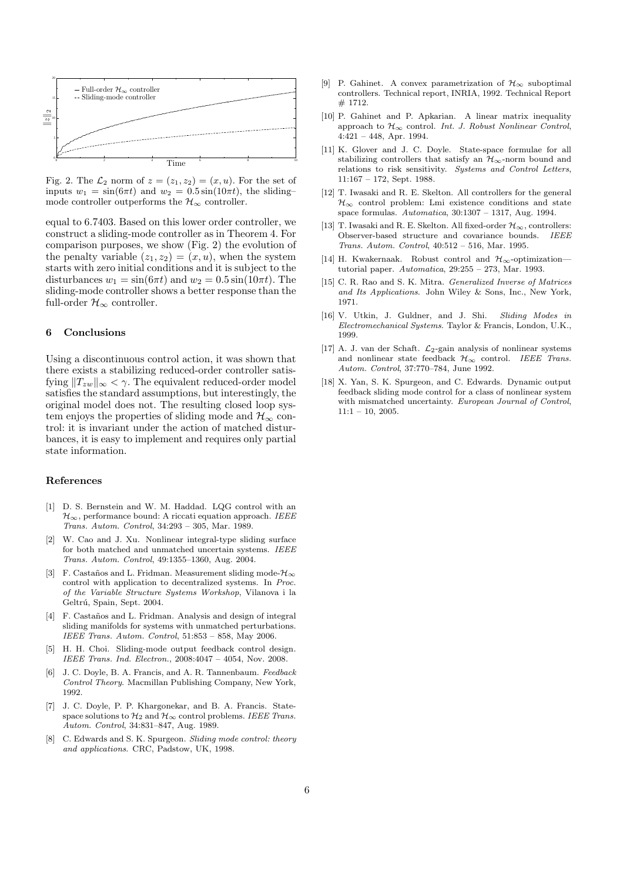— Full-order $\mathcal{H}_\infty$ controller
-- Sliding-mode controller

$\|z\|_2$

Time

Fig. 2. The $\mathcal{L}_2$ norm of $z = (z_1, z_2) = (x, u)$. For the set of inputs $w_1 = \sin(6\pi t)$ and $w_2 = 0.5 \sin(10\pi t)$, the sliding–mode controller outperforms the $\mathcal{H}_\infty$ controller.

equal to 6.7403. Based on this lower order controller, we construct a sliding-mode controller as in Theorem 4. For comparison purposes, we show (Fig. 2) the evolution of the penalty variable $(z_1, z_2) = (x, u)$, when the system starts with zero initial conditions and it is subject to the disturbances $w_1 = \sin(6\pi t)$ and $w_2 = 0.5 \sin(10\pi t)$. The sliding-mode controller shows a better response than the full-order $\mathcal{H}_\infty$ controller.

## 6 Conclusions

Using a discontinuous control action, it was shown that there exists a stabilizing reduced-order controller satisfying $\|T_{zw}\|_\infty < \gamma$. The equivalent reduced-order model satisfies the standard assumptions, but interestingly, the original model does not. The resulting closed loop system enjoys the properties of sliding mode and $\mathcal{H}_\infty$ control: it is invariant under the action of matched disturbances, it is easy to implement and requires only partial state information.

## References

[1] D. S. Bernstein and W. M. Haddad. LQG control with an $\mathcal{H}_\infty$, performance bound: A riccati equation approach. *IEEE Trans. Autom. Control*, 34:293 – 305, Mar. 1989.

[2] W. Cao and J. Xu. Nonlinear integral-type sliding surface for both matched and unmatched uncertain systems. *IEEE Trans. Autom. Control*, 49:1355–1360, Aug. 2004.

[3] F. Castaños and L. Fridman. Measurement sliding mode-$\mathcal{H}_\infty$ control with application to decentralized systems. In *Proc. of the Variable Structure Systems Workshop*, Vilanova i la Geltrú, Spain, Sept. 2004.

[4] F. Castaños and L. Fridman. Analysis and design of integral sliding manifolds for systems with unmatched perturbations. *IEEE Trans. Autom. Control*, 51:853 – 858, May 2006.

[5] H. H. Choi. Sliding-mode output feedback control design. *IEEE Trans. Ind. Electron.*, 2008:4047 – 4054, Nov. 2008.

[6] J. C. Doyle, B. A. Francis, and A. R. Tannenbaum. *Feedback Control Theory*. Macmillan Publishing Company, New York, 1992.

[7] J. C. Doyle, P. P. Khargonekar, and B. A. Francis. State-space solutions to $\mathcal{H}_2$ and $\mathcal{H}_\infty$ control problems. *IEEE Trans. Autom. Control*, 34:831–847, Aug. 1989.

[8] C. Edwards and S. K. Spurgeon. *Sliding mode control: theory and applications*. CRC, Padstow, UK, 1998.

[9] P. Gahinet. A convex parametrization of $\mathcal{H}_\infty$ suboptimal controllers. Technical report, INRIA, 1992. Technical Report # 1712.

[10] P. Gahinet and P. Apkarian. A linear matrix inequality approach to $\mathcal{H}_\infty$ control. *Int. J. Robust Nonlinear Control*, 4:421 – 448, Apr. 1994.

[11] K. Glover and J. C. Doyle. State-space formulae for all stabilizing controllers that satisfy an $\mathcal{H}_\infty$-norm bound and relations to risk sensitivity. *Systems and Control Letters*, 11:167 – 172, Sept. 1988.

[12] T. Iwasaki and R. E. Skelton. All controllers for the general $\mathcal{H}_\infty$ control problem: Lmi existence conditions and state space formulas. *Automatica*, 30:1307 – 1317, Aug. 1994.

[13] T. Iwasaki and R. E. Skelton. All fixed-order $\mathcal{H}_\infty$, controllers: Observer-based structure and covariance bounds. *IEEE Trans. Autom. Control*, 40:512 – 516, Mar. 1995.

[14] H. Kwakernaak. Robust control and $\mathcal{H}_\infty$-optimization—tutorial paper. *Automatica*, 29:255 – 273, Mar. 1993.

[15] C. R. Rao and S. K. Mitra. *Generalized Inverse of Matrices and Its Applications*. John Wiley & Sons, Inc., New York, 1971.

[16] V. Utkin, J. Guldner, and J. Shi. *Sliding Modes in Electromechanical Systems*. Taylor & Francis, London, U.K., 1999.

[17] A. J. van der Schaft. $\mathcal{L}_2$-gain analysis of nonlinear systems and nonlinear state feedback $\mathcal{H}_\infty$ control. *IEEE Trans. Autom. Control*, 37:770–784, June 1992.

[18] X. Yan, S. K. Spurgeon, and C. Edwards. Dynamic output feedback sliding mode control for a class of nonlinear system with mismatched uncertainty. *European Journal of Control*, 11:1 – 10, 2005.